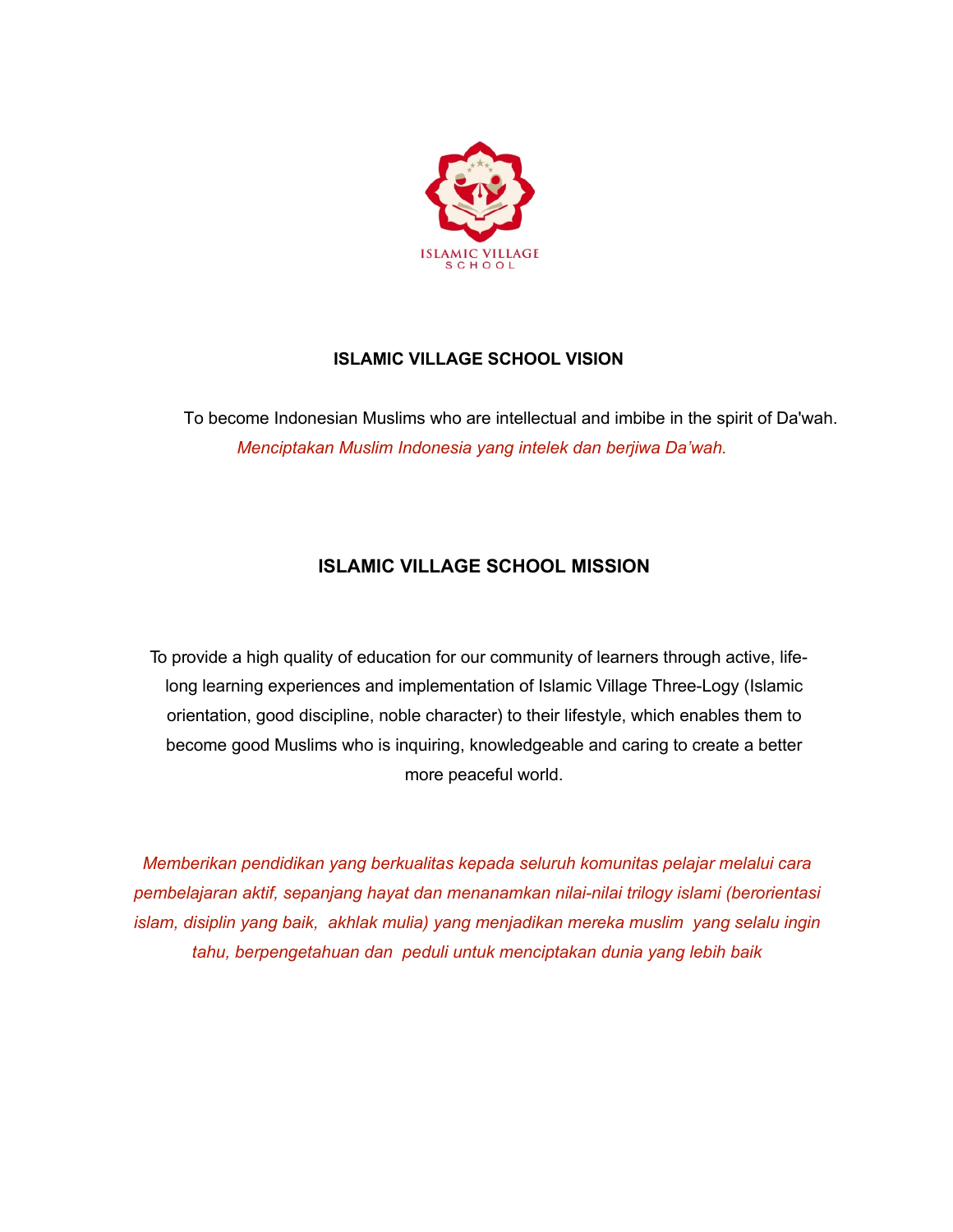ISLAMIC VILLAGE
SCHOOL

## ISLAMIC VILLAGE SCHOOL VISION

To become Indonesian Muslims who are intellectual and imbibe in the spirit of Da'wah.

*Menciptakan Muslim Indonesia yang intelek dan berjiwa Da'wah.*

## ISLAMIC VILLAGE SCHOOL MISSION

To provide a high quality of education for our community of learners through active, life-long learning experiences and implementation of Islamic Village Three-Logy (Islamic orientation, good discipline, noble character) to their lifestyle, which enables them to become good Muslims who is inquiring, knowledgeable and caring to create a better more peaceful world.

*Memberikan pendidikan yang berkualitas kepada seluruh komunitas pelajar melalui cara pembelajaran aktif, sepanjang hayat dan menanamkan nilai-nilai trilogy islami (berorientasi islam, disiplin yang baik, akhlak mulia) yang menjadikan mereka muslim yang selalu ingin tahu, berpengetahuan dan peduli untuk menciptakan dunia yang lebih baik*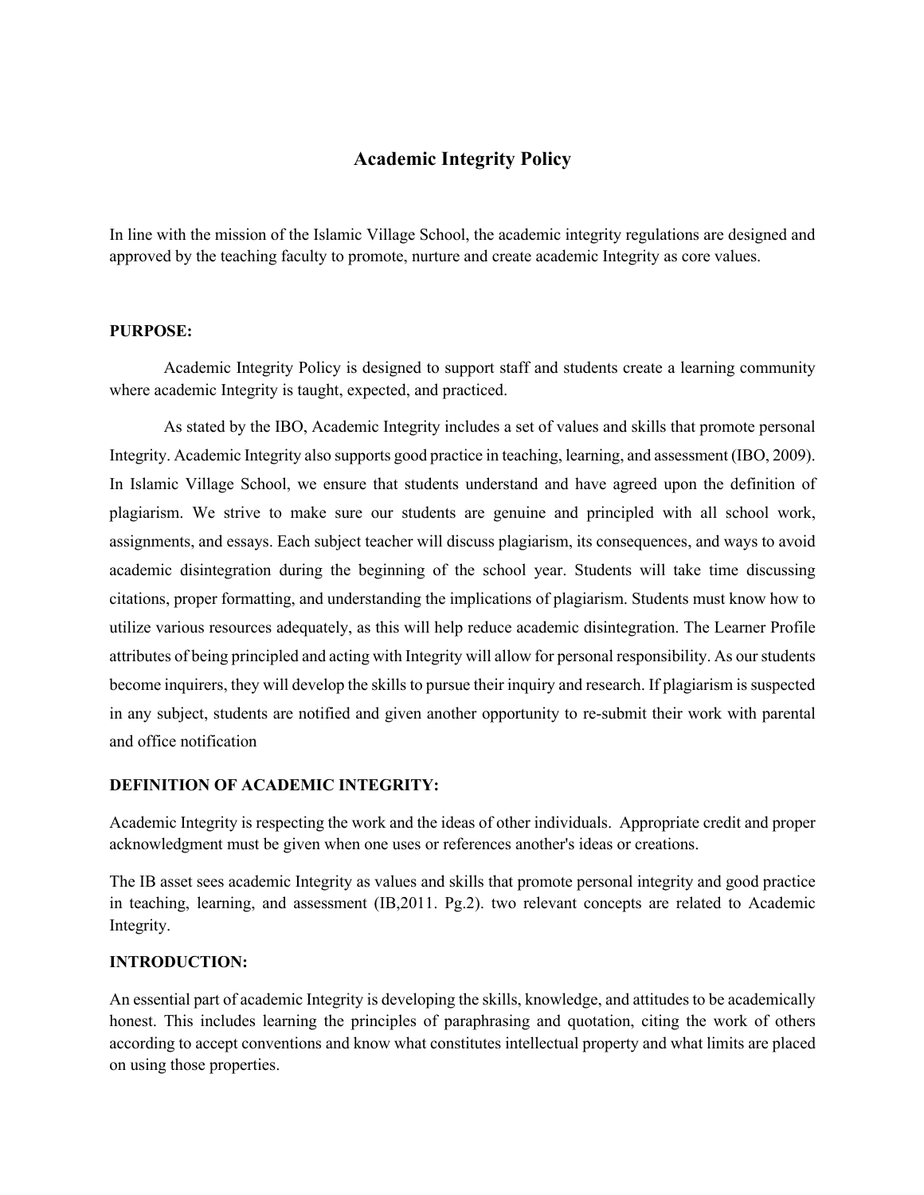# Academic Integrity Policy

In line with the mission of the Islamic Village School, the academic integrity regulations are designed and approved by the teaching faculty to promote, nurture and create academic Integrity as core values.

**PURPOSE:**

Academic Integrity Policy is designed to support staff and students create a learning community where academic Integrity is taught, expected, and practiced.

As stated by the IBO, Academic Integrity includes a set of values and skills that promote personal Integrity. Academic Integrity also supports good practice in teaching, learning, and assessment (IBO, 2009). In Islamic Village School, we ensure that students understand and have agreed upon the definition of plagiarism. We strive to make sure our students are genuine and principled with all school work, assignments, and essays. Each subject teacher will discuss plagiarism, its consequences, and ways to avoid academic disintegration during the beginning of the school year. Students will take time discussing citations, proper formatting, and understanding the implications of plagiarism. Students must know how to utilize various resources adequately, as this will help reduce academic disintegration. The Learner Profile attributes of being principled and acting with Integrity will allow for personal responsibility. As our students become inquirers, they will develop the skills to pursue their inquiry and research. If plagiarism is suspected in any subject, students are notified and given another opportunity to re-submit their work with parental and office notification

**DEFINITION OF ACADEMIC INTEGRITY:**

Academic Integrity is respecting the work and the ideas of other individuals. Appropriate credit and proper acknowledgment must be given when one uses or references another's ideas or creations.

The IB asset sees academic Integrity as values and skills that promote personal integrity and good practice in teaching, learning, and assessment (IB,2011. Pg.2). two relevant concepts are related to Academic Integrity.

**INTRODUCTION:**

An essential part of academic Integrity is developing the skills, knowledge, and attitudes to be academically honest. This includes learning the principles of paraphrasing and quotation, citing the work of others according to accept conventions and know what constitutes intellectual property and what limits are placed on using those properties.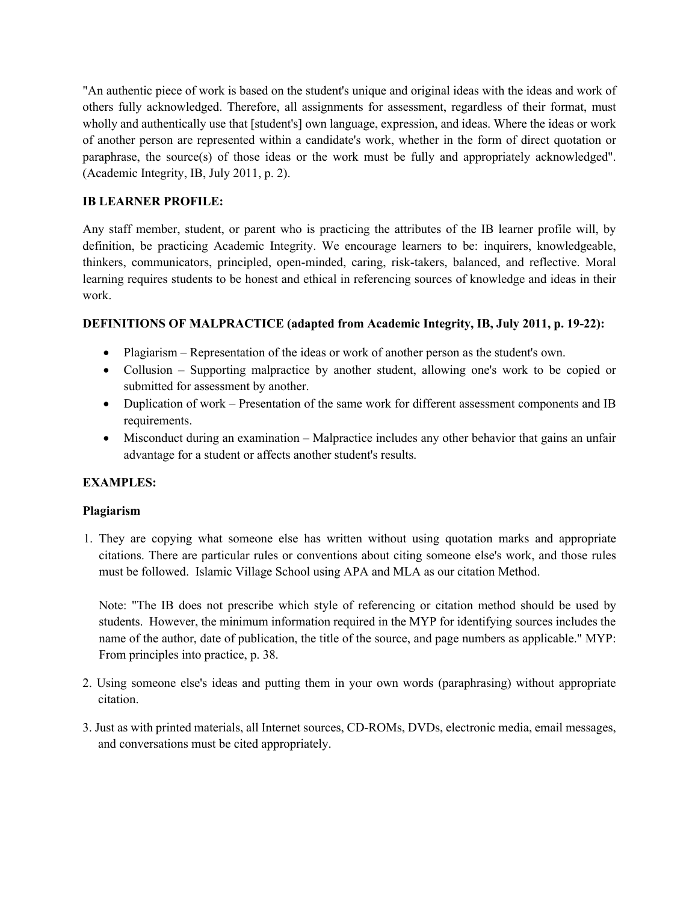"An authentic piece of work is based on the student's unique and original ideas with the ideas and work of others fully acknowledged. Therefore, all assignments for assessment, regardless of their format, must wholly and authentically use that [student's] own language, expression, and ideas. Where the ideas or work of another person are represented within a candidate's work, whether in the form of direct quotation or paraphrase, the source(s) of those ideas or the work must be fully and appropriately acknowledged". (Academic Integrity, IB, July 2011, p. 2).

**IB LEARNER PROFILE:**

Any staff member, student, or parent who is practicing the attributes of the IB learner profile will, by definition, be practicing Academic Integrity. We encourage learners to be: inquirers, knowledgeable, thinkers, communicators, principled, open-minded, caring, risk-takers, balanced, and reflective. Moral learning requires students to be honest and ethical in referencing sources of knowledge and ideas in their work.

**DEFINITIONS OF MALPRACTICE (adapted from Academic Integrity, IB, July 2011, p. 19-22):**

- Plagiarism – Representation of the ideas or work of another person as the student's own.
- Collusion – Supporting malpractice by another student, allowing one's work to be copied or submitted for assessment by another.
- Duplication of work – Presentation of the same work for different assessment components and IB requirements.
- Misconduct during an examination – Malpractice includes any other behavior that gains an unfair advantage for a student or affects another student's results.

**EXAMPLES:**

**Plagiarism**

1. They are copying what someone else has written without using quotation marks and appropriate citations. There are particular rules or conventions about citing someone else's work, and those rules must be followed. Islamic Village School using APA and MLA as our citation Method.

   Note: "The IB does not prescribe which style of referencing or citation method should be used by students. However, the minimum information required in the MYP for identifying sources includes the name of the author, date of publication, the title of the source, and page numbers as applicable." MYP: From principles into practice, p. 38.

2. Using someone else's ideas and putting them in your own words (paraphrasing) without appropriate citation.

3. Just as with printed materials, all Internet sources, CD-ROMs, DVDs, electronic media, email messages, and conversations must be cited appropriately.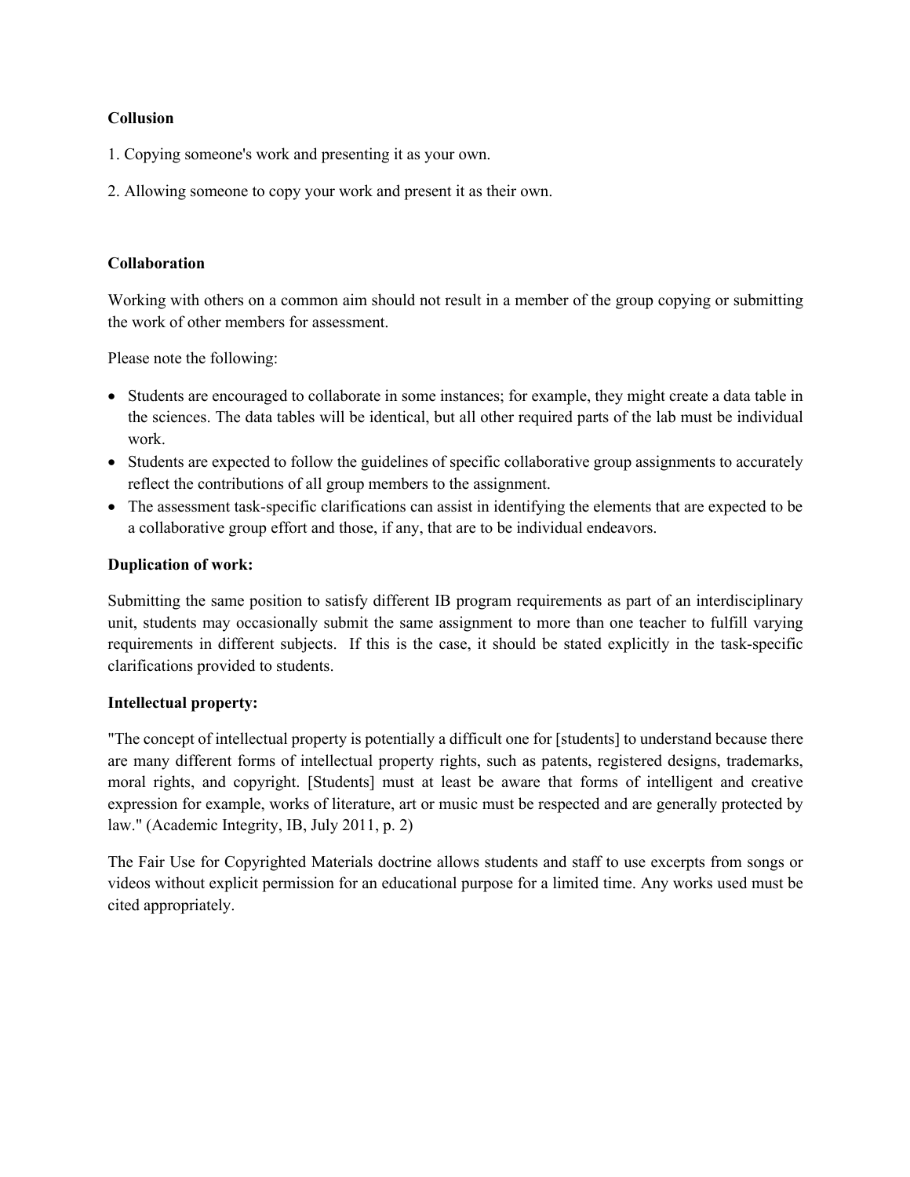**Collusion**

1. Copying someone's work and presenting it as your own.

2. Allowing someone to copy your work and present it as their own.

**Collaboration**

Working with others on a common aim should not result in a member of the group copying or submitting the work of other members for assessment.

Please note the following:

- Students are encouraged to collaborate in some instances; for example, they might create a data table in the sciences. The data tables will be identical, but all other required parts of the lab must be individual work.
- Students are expected to follow the guidelines of specific collaborative group assignments to accurately reflect the contributions of all group members to the assignment.
- The assessment task-specific clarifications can assist in identifying the elements that are expected to be a collaborative group effort and those, if any, that are to be individual endeavors.

**Duplication of work:**

Submitting the same position to satisfy different IB program requirements as part of an interdisciplinary unit, students may occasionally submit the same assignment to more than one teacher to fulfill varying requirements in different subjects. If this is the case, it should be stated explicitly in the task-specific clarifications provided to students.

**Intellectual property:**

"The concept of intellectual property is potentially a difficult one for [students] to understand because there are many different forms of intellectual property rights, such as patents, registered designs, trademarks, moral rights, and copyright. [Students] must at least be aware that forms of intelligent and creative expression for example, works of literature, art or music must be respected and are generally protected by law." (Academic Integrity, IB, July 2011, p. 2)

The Fair Use for Copyrighted Materials doctrine allows students and staff to use excerpts from songs or videos without explicit permission for an educational purpose for a limited time. Any works used must be cited appropriately.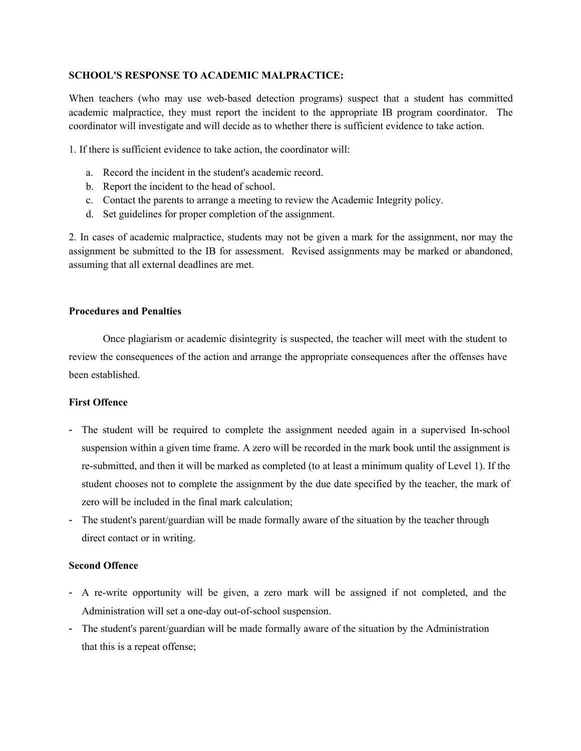**SCHOOL'S RESPONSE TO ACADEMIC MALPRACTICE:**

When teachers (who may use web-based detection programs) suspect that a student has committed academic malpractice, they must report the incident to the appropriate IB program coordinator. The coordinator will investigate and will decide as to whether there is sufficient evidence to take action.

1. If there is sufficient evidence to take action, the coordinator will:

    a. Record the incident in the student's academic record.
    b. Report the incident to the head of school.
    c. Contact the parents to arrange a meeting to review the Academic Integrity policy.
    d. Set guidelines for proper completion of the assignment.

2. In cases of academic malpractice, students may not be given a mark for the assignment, nor may the assignment be submitted to the IB for assessment. Revised assignments may be marked or abandoned, assuming that all external deadlines are met.

**Procedures and Penalties**

Once plagiarism or academic disintegrity is suspected, the teacher will meet with the student to review the consequences of the action and arrange the appropriate consequences after the offenses have been established.

**First Offence**

- The student will be required to complete the assignment needed again in a supervised In-school suspension within a given time frame. A zero will be recorded in the mark book until the assignment is re-submitted, and then it will be marked as completed (to at least a minimum quality of Level 1). If the student chooses not to complete the assignment by the due date specified by the teacher, the mark of zero will be included in the final mark calculation;
- The student's parent/guardian will be made formally aware of the situation by the teacher through direct contact or in writing.

**Second Offence**

- A re-write opportunity will be given, a zero mark will be assigned if not completed, and the Administration will set a one-day out-of-school suspension.
- The student's parent/guardian will be made formally aware of the situation by the Administration that this is a repeat offense;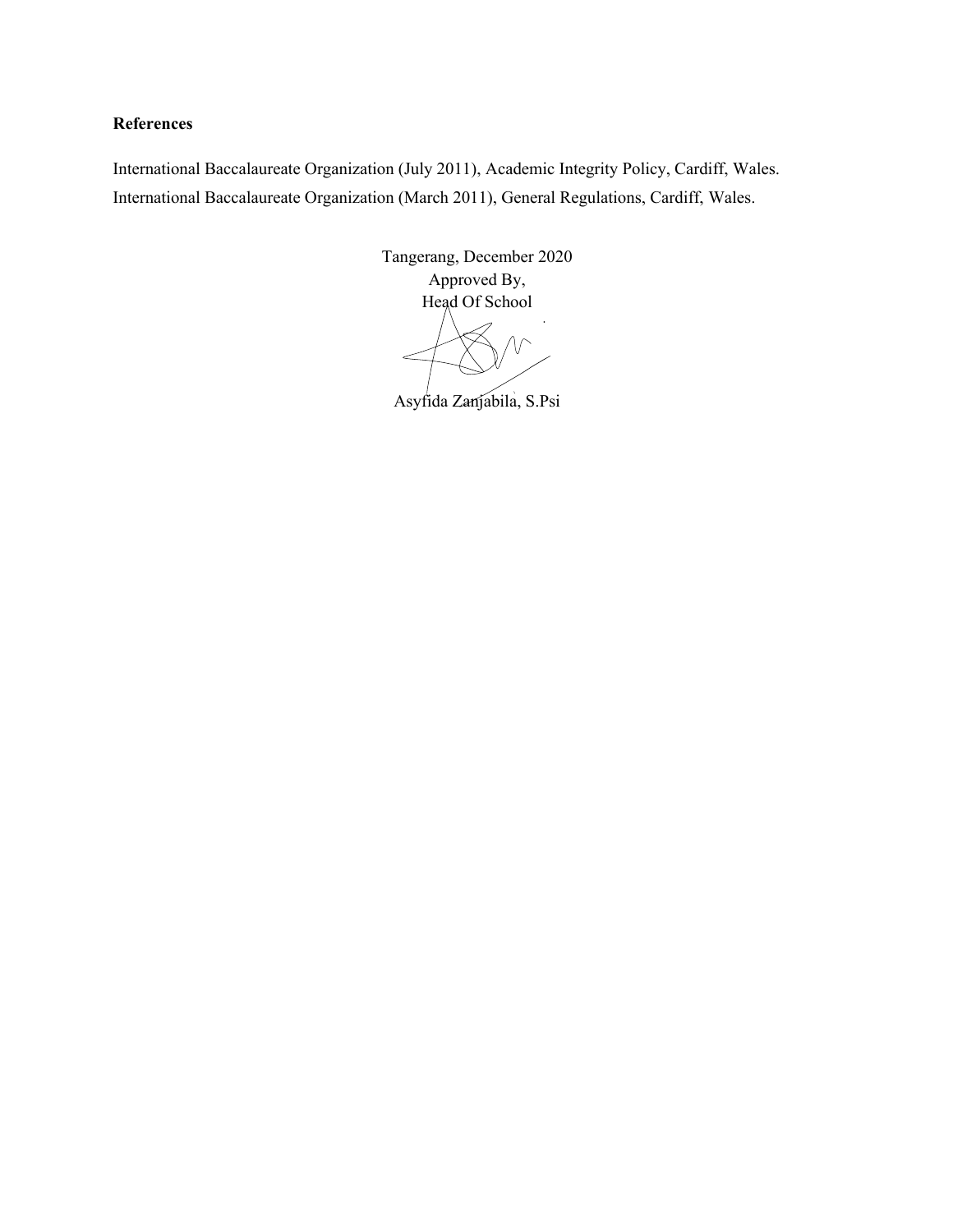**References**

International Baccalaureate Organization (July 2011), Academic Integrity Policy, Cardiff, Wales.
International Baccalaureate Organization (March 2011), General Regulations, Cardiff, Wales.

Tangerang, December 2020
Approved By,
Head Of School

Asyfida Zanjabila, S.Psi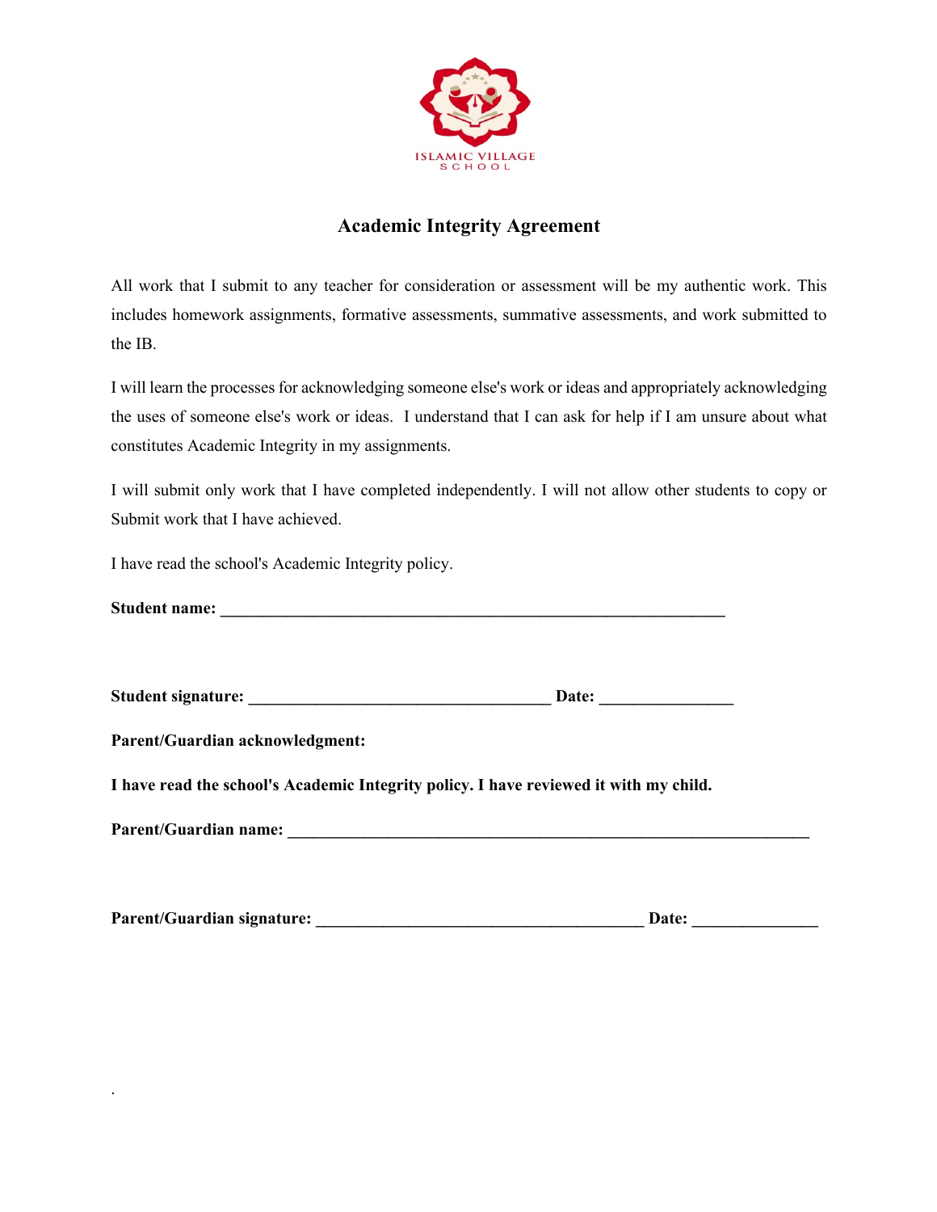ISLAMIC VILLAGE SCHOOL

# Academic Integrity Agreement

All work that I submit to any teacher for consideration or assessment will be my authentic work. This includes homework assignments, formative assessments, summative assessments, and work submitted to the IB.

I will learn the processes for acknowledging someone else's work or ideas and appropriately acknowledging the uses of someone else's work or ideas. I understand that I can ask for help if I am unsure about what constitutes Academic Integrity in my assignments.

I will submit only work that I have completed independently. I will not allow other students to copy or Submit work that I have achieved.

I have read the school's Academic Integrity policy.

**Student name:** ________________________________________________________________

**Student signature:** ______________________________________ **Date:** ________________

**Parent/Guardian acknowledgment:**

**I have read the school's Academic Integrity policy. I have reviewed it with my child.**

**Parent/Guardian name:** __________________________________________________________________

**Parent/Guardian signature:** _________________________________________ **Date:** _______________

.